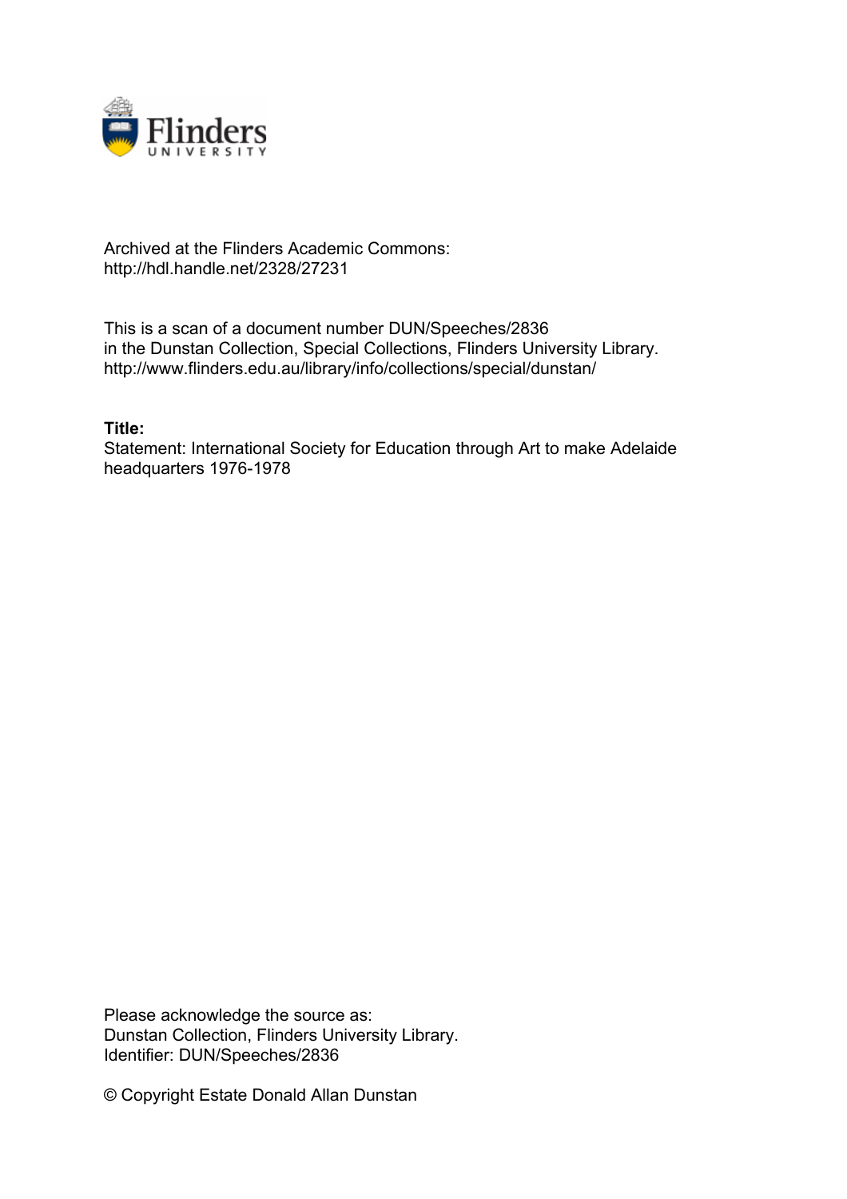Archived at the Flinders Academic Commons:
http://hdl.handle.net/2328/27231

This is a scan of a document number DUN/Speeches/2836
in the Dunstan Collection, Special Collections, Flinders University Library.
http://www.flinders.edu.au/library/info/collections/special/dunstan/

**Title:**
Statement: International Society for Education through Art to make Adelaide headquarters 1976-1978

Please acknowledge the source as:
Dunstan Collection, Flinders University Library.
Identifier: DUN/Speeches/2836

© Copyright Estate Donald Allan Dunstan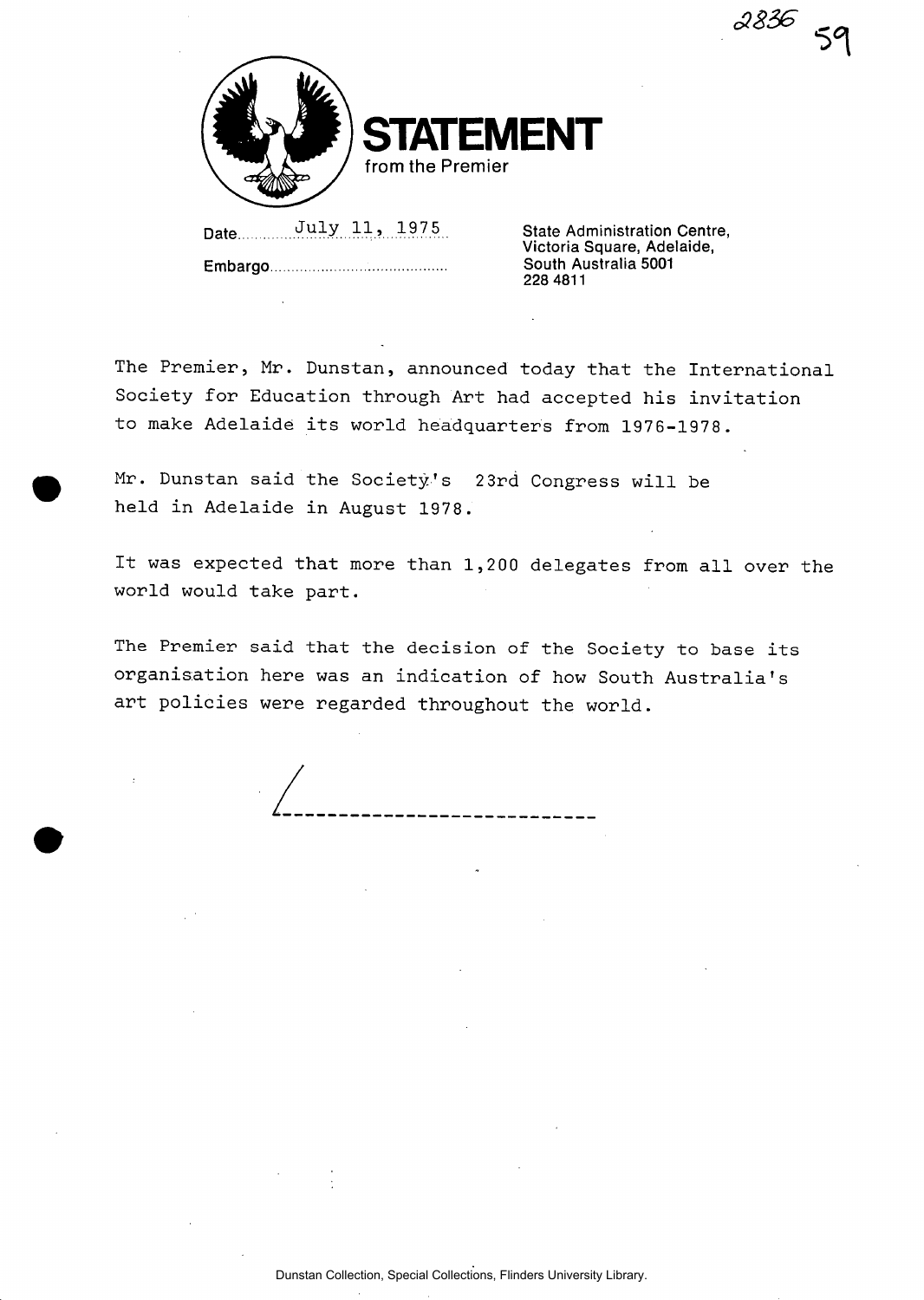# STATEMENT

from the Premier

Date July 11, 1975

Embargo

State Administration Centre,
Victoria Square, Adelaide,
South Australia 5001
228 4811

The Premier, Mr. Dunstan, announced today that the International Society for Education through Art had accepted his invitation to make Adelaide its world headquarters from 1976-1978.

Mr. Dunstan said the Society's 23rd Congress will be held in Adelaide in August 1978.

It was expected that more than 1,200 delegates from all over the world would take part.

The Premier said that the decision of the Society to base its organisation here was an indication of how South Australia's art policies were regarded throughout the world.

Dunstan Collection, Special Collections, Flinders University Library.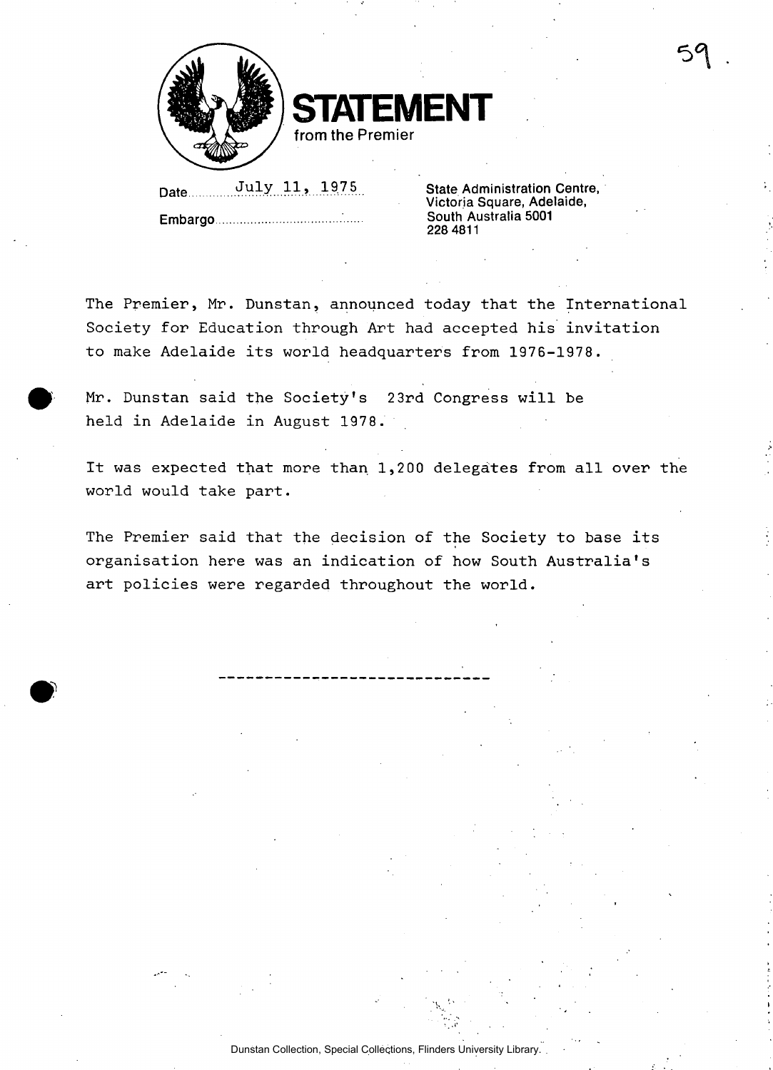# STATEMENT

from the Premier

Date July 11, 1975

Embargo

State Administration Centre,
Victoria Square, Adelaide,
South Australia 5001
228 4811

The Premier, Mr. Dunstan, announced today that the International Society for Education through Art had accepted his invitation to make Adelaide its world headquarters from 1976-1978.

Mr. Dunstan said the Society's 23rd Congress will be held in Adelaide in August 1978.

It was expected that more than 1,200 delegates from all over the world would take part.

The Premier said that the decision of the Society to base its organisation here was an indication of how South Australia's art policies were regarded throughout the world.

---

Dunstan Collection, Special Collections, Flinders University Library.